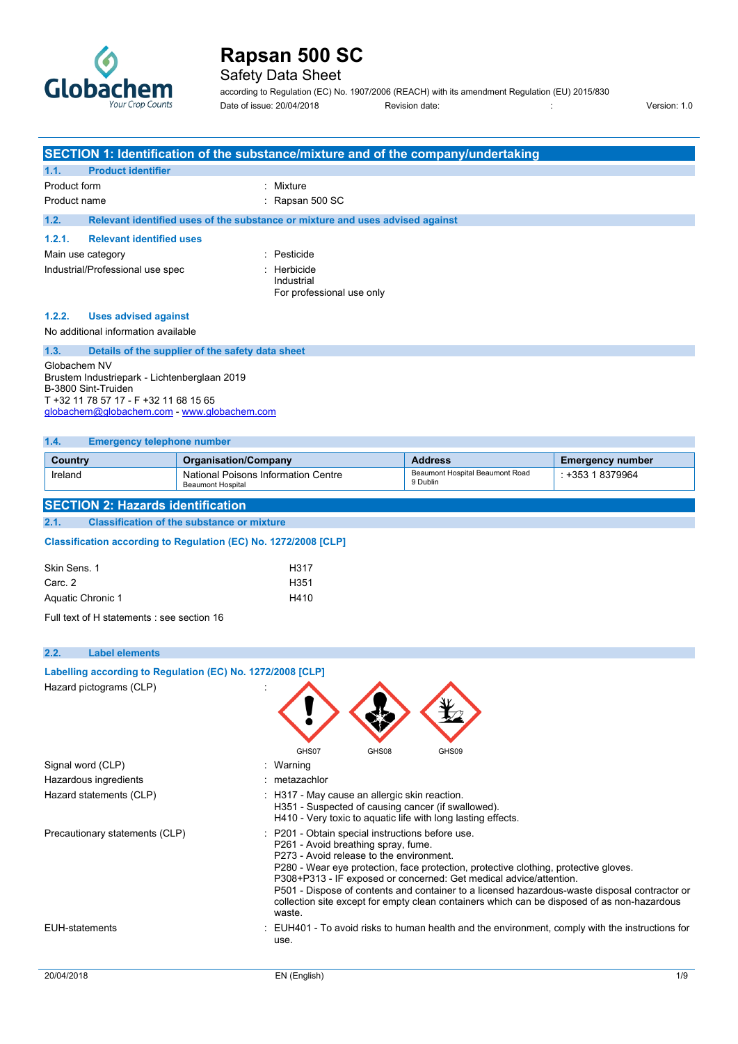# Rapsan 500 SC

## Safety Data Sheet

according to Regulation (EC) No. 1907/2006 (REACH) with its amendment Regulation (EU) 2015/830

Date of issue: 20/04/2018 Revision date: : Version: 1.0

## SECTION 1: Identification of the substance/mixture and of the company/undertaking

### 1.1. Product identifier

Product form : Mixture

Product name : Rapsan 500 SC

### 1.2. Relevant identified uses of the substance or mixture and uses advised against

#### 1.2.1. Relevant identified uses

Main use category : Pesticide

Industrial/Professional use spec : Herbicide
Industrial
For professional use only

#### 1.2.2. Uses advised against

No additional information available

### 1.3. Details of the supplier of the safety data sheet

Globachem NV
Brustem Industriepark - Lichtenberglaan 2019
B-3800 Sint-Truiden
T +32 11 78 57 17 - F +32 11 68 15 65
globachem@globachem.com - www.globachem.com

### 1.4. Emergency telephone number

| Country | Organisation/Company | Address | Emergency number |
|---|---|---|---|
| Ireland | National Poisons Information Centre<br>Beaumont Hospital | Beaumont Hospital Beaumont Road<br>9 Dublin | : +353 1 8379964 |

## SECTION 2: Hazards identification

### 2.1. Classification of the substance or mixture

**Classification according to Regulation (EC) No. 1272/2008 [CLP]**

| | |
|---|---|
| Skin Sens. 1 | H317 |
| Carc. 2 | H351 |
| Aquatic Chronic 1 | H410 |

Full text of H statements : see section 16

### 2.2. Label elements

**Labelling according to Regulation (EC) No. 1272/2008 [CLP]**

Hazard pictograms (CLP) : GHS07 GHS08 GHS09

Signal word (CLP) : Warning

Hazardous ingredients : metazachlor

Hazard statements (CLP) : H317 - May cause an allergic skin reaction.
H351 - Suspected of causing cancer (if swallowed).
H410 - Very toxic to aquatic life with long lasting effects.

Precautionary statements (CLP) : P201 - Obtain special instructions before use.
P261 - Avoid breathing spray, fume.
P273 - Avoid release to the environment.
P280 - Wear eye protection, face protection, protective clothing, protective gloves.
P308+P313 - IF exposed or concerned: Get medical advice/attention.
P501 - Dispose of contents and container to a licensed hazardous-waste disposal contractor or collection site except for empty clean containers which can be disposed of as non-hazardous waste.

EUH-statements : EUH401 - To avoid risks to human health and the environment, comply with the instructions for use.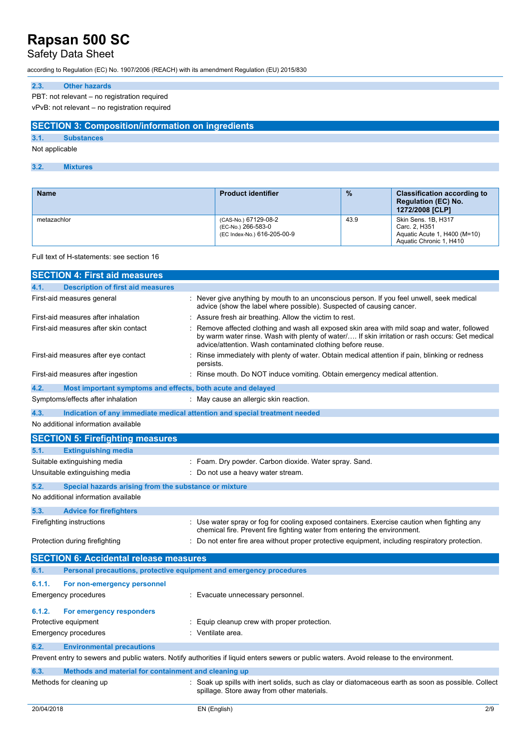### 2.3. Other hazards

PBT: not relevant – no registration required

vPvB: not relevant – no registration required

## SECTION 3: Composition/information on ingredients

### 3.1. Substances

Not applicable

### 3.2. Mixtures

| Name | Product identifier | % | Classification according to Regulation (EC) No. 1272/2008 [CLP] |
|---|---|---|---|
| metazachlor | (CAS-No.) 67129-08-2<br>(EC-No.) 266-583-0<br>(EC Index-No.) 616-205-00-9 | 43.9 | Skin Sens. 1B, H317<br>Carc. 2, H351<br>Aquatic Acute 1, H400 (M=10)<br>Aquatic Chronic 1, H410 |

Full text of H-statements: see section 16

## SECTION 4: First aid measures

### 4.1. Description of first aid measures

First-aid measures general : Never give anything by mouth to an unconscious person. If you feel unwell, seek medical advice (show the label where possible). Suspected of causing cancer.

First-aid measures after inhalation : Assure fresh air breathing. Allow the victim to rest.

First-aid measures after skin contact : Remove affected clothing and wash all exposed skin area with mild soap and water, followed by warm water rinse. Wash with plenty of water/…. If skin irritation or rash occurs: Get medical advice/attention. Wash contaminated clothing before reuse.

First-aid measures after eye contact : Rinse immediately with plenty of water. Obtain medical attention if pain, blinking or redness persists.

First-aid measures after ingestion : Rinse mouth. Do NOT induce vomiting. Obtain emergency medical attention.

### 4.2. Most important symptoms and effects, both acute and delayed

Symptoms/effects after inhalation : May cause an allergic skin reaction.

### 4.3. Indication of any immediate medical attention and special treatment needed

No additional information available

## SECTION 5: Firefighting measures

### 5.1. Extinguishing media

Suitable extinguishing media : Foam. Dry powder. Carbon dioxide. Water spray. Sand.

Unsuitable extinguishing media : Do not use a heavy water stream.

### 5.2. Special hazards arising from the substance or mixture

No additional information available

### 5.3. Advice for firefighters

Firefighting instructions : Use water spray or fog for cooling exposed containers. Exercise caution when fighting any chemical fire. Prevent fire fighting water from entering the environment.

Protection during firefighting : Do not enter fire area without proper protective equipment, including respiratory protection.

## SECTION 6: Accidental release measures

### 6.1. Personal precautions, protective equipment and emergency procedures

#### 6.1.1. For non-emergency personnel

Emergency procedures : Evacuate unnecessary personnel.

#### 6.1.2. For emergency responders

Protective equipment : Equip cleanup crew with proper protection.

Emergency procedures : Ventilate area.

### 6.2. Environmental precautions

Prevent entry to sewers and public waters. Notify authorities if liquid enters sewers or public waters. Avoid release to the environment.

### 6.3. Methods and material for containment and cleaning up

Methods for cleaning up : Soak up spills with inert solids, such as clay or diatomaceous earth as soon as possible. Collect spillage. Store away from other materials.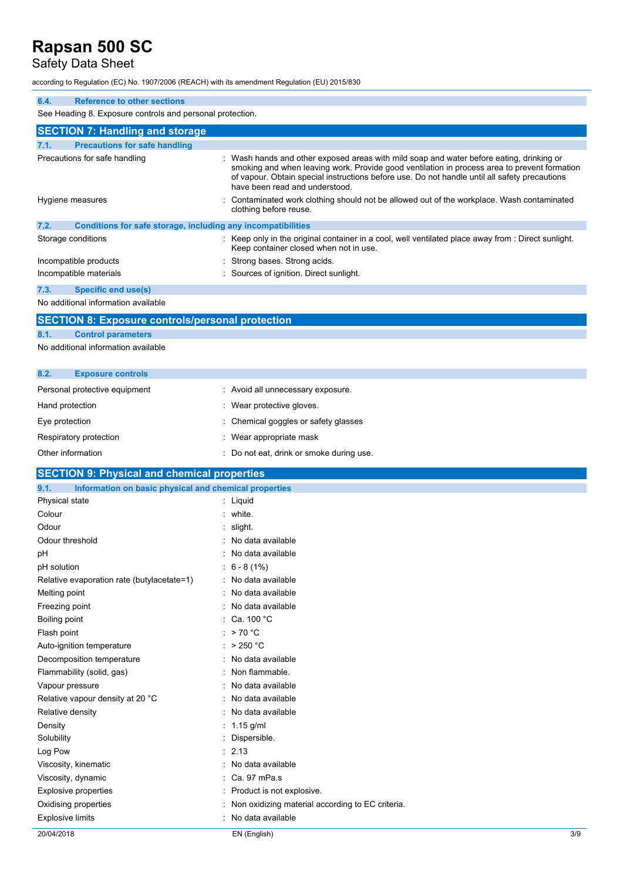### 6.4. Reference to other sections

See Heading 8. Exposure controls and personal protection.

## SECTION 7: Handling and storage

### 7.1. Precautions for safe handling

| | |
|---|---|
| Precautions for safe handling | : Wash hands and other exposed areas with mild soap and water before eating, drinking or smoking and when leaving work. Provide good ventilation in process area to prevent formation of vapour. Obtain special instructions before use. Do not handle until all safety precautions have been read and understood. |
| Hygiene measures | : Contaminated work clothing should not be allowed out of the workplace. Wash contaminated clothing before reuse. |

### 7.2. Conditions for safe storage, including any incompatibilities

| | |
|---|---|
| Storage conditions | : Keep only in the original container in a cool, well ventilated place away from : Direct sunlight. Keep container closed when not in use. |
| Incompatible products | : Strong bases. Strong acids. |
| Incompatible materials | : Sources of ignition. Direct sunlight. |

### 7.3. Specific end use(s)

No additional information available

## SECTION 8: Exposure controls/personal protection

### 8.1. Control parameters

No additional information available

### 8.2. Exposure controls

| | |
|---|---|
| Personal protective equipment | : Avoid all unnecessary exposure. |
| Hand protection | : Wear protective gloves. |
| Eye protection | : Chemical goggles or safety glasses |
| Respiratory protection | : Wear appropriate mask |
| Other information | : Do not eat, drink or smoke during use. |

## SECTION 9: Physical and chemical properties

### 9.1. Information on basic physical and chemical properties

| | |
|---|---|
| Physical state | : Liquid |
| Colour | : white. |
| Odour | : slight. |
| Odour threshold | : No data available |
| pH | : No data available |
| pH solution | : 6 - 8 (1%) |
| Relative evaporation rate (butylacetate=1) | : No data available |
| Melting point | : No data available |
| Freezing point | : No data available |
| Boiling point | : Ca. 100 °C |
| Flash point | : > 70 °C |
| Auto-ignition temperature | : > 250 °C |
| Decomposition temperature | : No data available |
| Flammability (solid, gas) | : Non flammable. |
| Vapour pressure | : No data available |
| Relative vapour density at 20 °C | : No data available |
| Relative density | : No data available |
| Density | : 1.15 g/ml |
| Solubility | : Dispersible. |
| Log Pow | : 2.13 |
| Viscosity, kinematic | : No data available |
| Viscosity, dynamic | : Ca. 97 mPa.s |
| Explosive properties | : Product is not explosive. |
| Oxidising properties | : Non oxidizing material according to EC criteria. |
| Explosive limits | : No data available |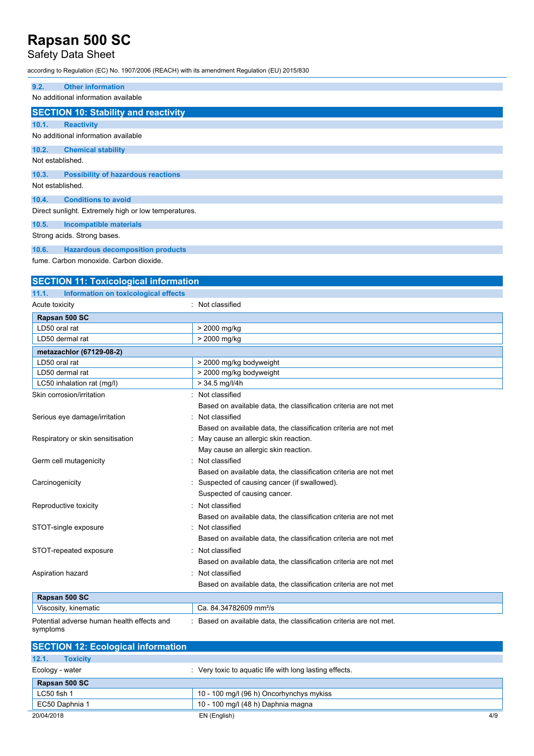### 9.2. Other information

No additional information available

## SECTION 10: Stability and reactivity

### 10.1. Reactivity

No additional information available

### 10.2. Chemical stability

Not established.

### 10.3. Possibility of hazardous reactions

Not established.

### 10.4. Conditions to avoid

Direct sunlight. Extremely high or low temperatures.

### 10.5. Incompatible materials

Strong acids. Strong bases.

### 10.6. Hazardous decomposition products

fume. Carbon monoxide. Carbon dioxide.

## SECTION 11: Toxicological information

### 11.1. Information on toxicological effects

Acute toxicity : Not classified

| Rapsan 500 SC | |
|---|---|
| LD50 oral rat | > 2000 mg/kg |
| LD50 dermal rat | > 2000 mg/kg |

| metazachlor (67129-08-2) | |
|---|---|
| LD50 oral rat | > 2000 mg/kg bodyweight |
| LD50 dermal rat | > 2000 mg/kg bodyweight |
| LC50 inhalation rat (mg/l) | > 34.5 mg/l/4h |

Skin corrosion/irritation : Not classified
Based on available data, the classification criteria are not met

Serious eye damage/irritation : Not classified
Based on available data, the classification criteria are not met

Respiratory or skin sensitisation : May cause an allergic skin reaction.
May cause an allergic skin reaction.

Germ cell mutagenicity : Not classified
Based on available data, the classification criteria are not met

Carcinogenicity : Suspected of causing cancer (if swallowed).
Suspected of causing cancer.

Reproductive toxicity : Not classified
Based on available data, the classification criteria are not met

STOT-single exposure : Not classified
Based on available data, the classification criteria are not met

STOT-repeated exposure : Not classified
Based on available data, the classification criteria are not met

Aspiration hazard : Not classified
Based on available data, the classification criteria are not met

| Rapsan 500 SC | |
|---|---|
| Viscosity, kinematic | Ca. 84.34782609 mm²/s |

Potential adverse human health effects and symptoms : Based on available data, the classification criteria are not met.

## SECTION 12: Ecological information

### 12.1. Toxicity

Ecology - water : Very toxic to aquatic life with long lasting effects.

| Rapsan 500 SC | |
|---|---|
| LC50 fish 1 | 10 - 100 mg/l (96 h) Oncorhynchys mykiss |
| EC50 Daphnia 1 | 10 - 100 mg/l (48 h) Daphnia magna |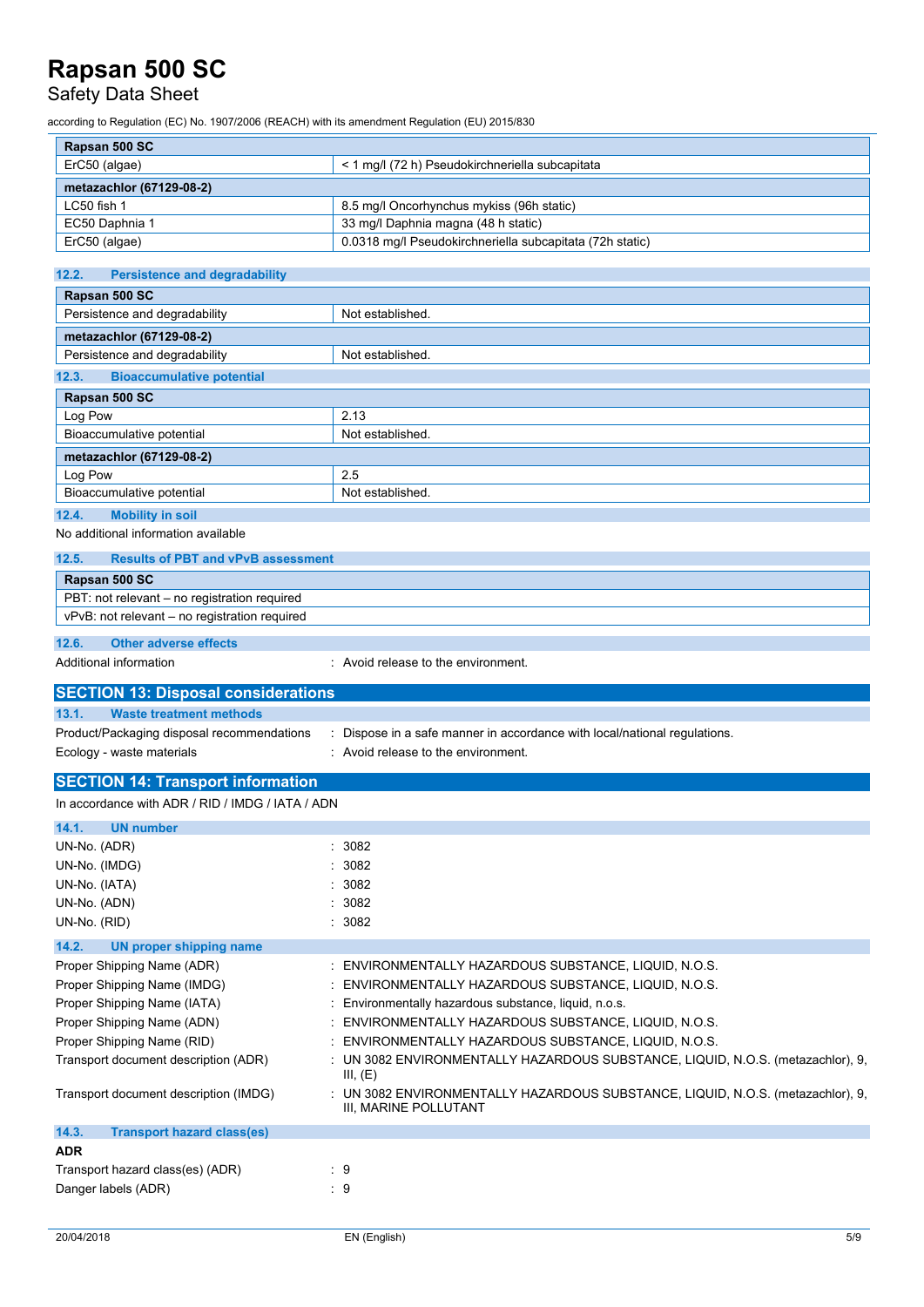| Rapsan 500 SC | |
|---|---|
| ErC50 (algae) | < 1 mg/l (72 h) Pseudokirchneriella subcapitata |
| **metazachlor (67129-08-2)** | |
| LC50 fish 1 | 8.5 mg/l Oncorhynchus mykiss (96h static) |
| EC50 Daphnia 1 | 33 mg/l Daphnia magna (48 h static) |
| ErC50 (algae) | 0.0318 mg/l Pseudokirchneriella subcapitata (72h static) |

### 12.2. Persistence and degradability

| Rapsan 500 SC | |
|---|---|
| Persistence and degradability | Not established. |
| **metazachlor (67129-08-2)** | |
| Persistence and degradability | Not established. |

### 12.3. Bioaccumulative potential

| Rapsan 500 SC | |
|---|---|
| Log Pow | 2.13 |
| Bioaccumulative potential | Not established. |
| **metazachlor (67129-08-2)** | |
| Log Pow | 2.5 |
| Bioaccumulative potential | Not established. |

### 12.4. Mobility in soil

No additional information available

### 12.5. Results of PBT and vPvB assessment

| Rapsan 500 SC |
|---|
| PBT: not relevant – no registration required |
| vPvB: not relevant – no registration required |

### 12.6. Other adverse effects

Additional information : Avoid release to the environment.

## SECTION 13: Disposal considerations

### 13.1. Waste treatment methods

Product/Packaging disposal recommendations : Dispose in a safe manner in accordance with local/national regulations.

Ecology - waste materials : Avoid release to the environment.

## SECTION 14: Transport information

In accordance with ADR / RID / IMDG / IATA / ADN

### 14.1. UN number

UN-No. (ADR) : 3082

UN-No. (IMDG) : 3082

UN-No. (IATA) : 3082

UN-No. (ADN) : 3082

UN-No. (RID) : 3082

### 14.2. UN proper shipping name

Proper Shipping Name (ADR) : ENVIRONMENTALLY HAZARDOUS SUBSTANCE, LIQUID, N.O.S.

Proper Shipping Name (IMDG) : ENVIRONMENTALLY HAZARDOUS SUBSTANCE, LIQUID, N.O.S.

Proper Shipping Name (IATA) : Environmentally hazardous substance, liquid, n.o.s.

Proper Shipping Name (ADN) : ENVIRONMENTALLY HAZARDOUS SUBSTANCE, LIQUID, N.O.S.

Proper Shipping Name (RID) : ENVIRONMENTALLY HAZARDOUS SUBSTANCE, LIQUID, N.O.S.

Transport document description (ADR) : UN 3082 ENVIRONMENTALLY HAZARDOUS SUBSTANCE, LIQUID, N.O.S. (metazachlor), 9, III, (E)

Transport document description (IMDG) : UN 3082 ENVIRONMENTALLY HAZARDOUS SUBSTANCE, LIQUID, N.O.S. (metazachlor), 9, III, MARINE POLLUTANT

### 14.3. Transport hazard class(es)

**ADR**

Transport hazard class(es) (ADR) : 9

Danger labels (ADR) : 9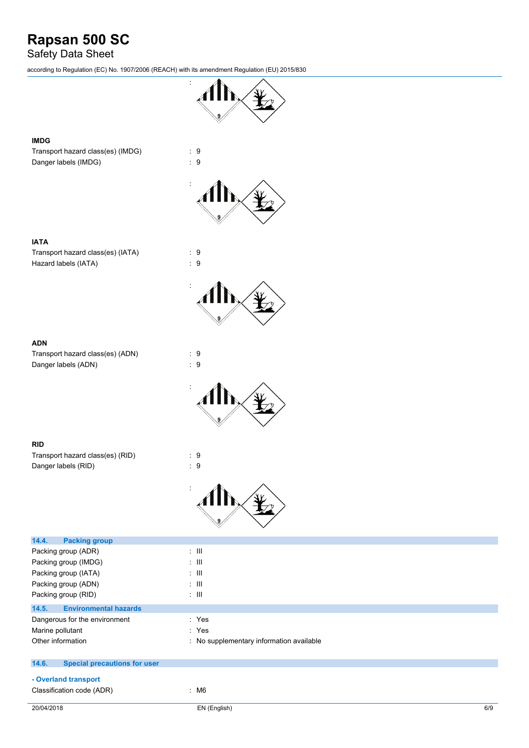:

**IMDG**

Transport hazard class(es) (IMDG) : 9

Danger labels (IMDG) : 9

:

**IATA**

Transport hazard class(es) (IATA) : 9

Hazard labels (IATA) : 9

:

**ADN**

Transport hazard class(es) (ADN) : 9

Danger labels (ADN) : 9

:

**RID**

Transport hazard class(es) (RID) : 9

Danger labels (RID) : 9

:

## 14.4. Packing group

Packing group (ADR) : III

Packing group (IMDG) : III

Packing group (IATA) : III

Packing group (ADN) : III

Packing group (RID) : III

## 14.5. Environmental hazards

Dangerous for the environment : Yes

Marine pollutant : Yes

Other information : No supplementary information available

## 14.6. Special precautions for user

**- Overland transport**

Classification code (ADR) : M6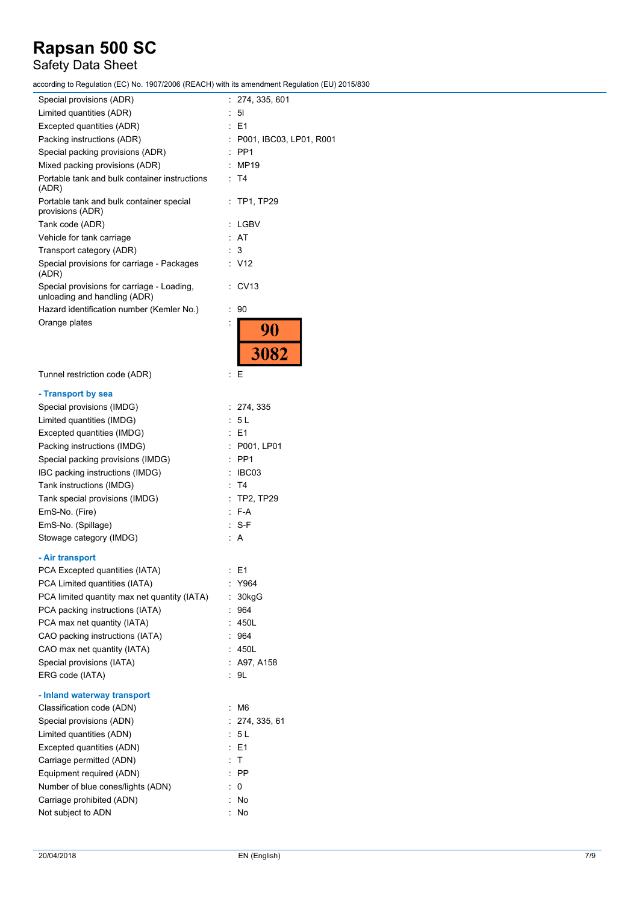| | | |
|---|---|---|
| Special provisions (ADR) | : | 274, 335, 601 |
| Limited quantities (ADR) | : | 5l |
| Excepted quantities (ADR) | : | E1 |
| Packing instructions (ADR) | : | P001, IBC03, LP01, R001 |
| Special packing provisions (ADR) | : | PP1 |
| Mixed packing provisions (ADR) | : | MP19 |
| Portable tank and bulk container instructions (ADR) | : | T4 |
| Portable tank and bulk container special provisions (ADR) | : | TP1, TP29 |
| Tank code (ADR) | : | LGBV |
| Vehicle for tank carriage | : | AT |
| Transport category (ADR) | : | 3 |
| Special provisions for carriage - Packages (ADR) | : | V12 |
| Special provisions for carriage - Loading, unloading and handling (ADR) | : | CV13 |
| Hazard identification number (Kemler No.) | : | 90 |
| Orange plates | : | 90 / 3082 |
| Tunnel restriction code (ADR) | : | E |

**- Transport by sea**

| | | |
|---|---|---|
| Special provisions (IMDG) | : | 274, 335 |
| Limited quantities (IMDG) | : | 5 L |
| Excepted quantities (IMDG) | : | E1 |
| Packing instructions (IMDG) | : | P001, LP01 |
| Special packing provisions (IMDG) | : | PP1 |
| IBC packing instructions (IMDG) | : | IBC03 |
| Tank instructions (IMDG) | : | T4 |
| Tank special provisions (IMDG) | : | TP2, TP29 |
| EmS-No. (Fire) | : | F-A |
| EmS-No. (Spillage) | : | S-F |
| Stowage category (IMDG) | : | A |

**- Air transport**

| | | |
|---|---|---|
| PCA Excepted quantities (IATA) | : | E1 |
| PCA Limited quantities (IATA) | : | Y964 |
| PCA limited quantity max net quantity (IATA) | : | 30kgG |
| PCA packing instructions (IATA) | : | 964 |
| PCA max net quantity (IATA) | : | 450L |
| CAO packing instructions (IATA) | : | 964 |
| CAO max net quantity (IATA) | : | 450L |
| Special provisions (IATA) | : | A97, A158 |
| ERG code (IATA) | : | 9L |

**- Inland waterway transport**

| | | |
|---|---|---|
| Classification code (ADN) | : | M6 |
| Special provisions (ADN) | : | 274, 335, 61 |
| Limited quantities (ADN) | : | 5 L |
| Excepted quantities (ADN) | : | E1 |
| Carriage permitted (ADN) | : | T |
| Equipment required (ADN) | : | PP |
| Number of blue cones/lights (ADN) | : | 0 |
| Carriage prohibited (ADN) | : | No |
| Not subject to ADN | : | No |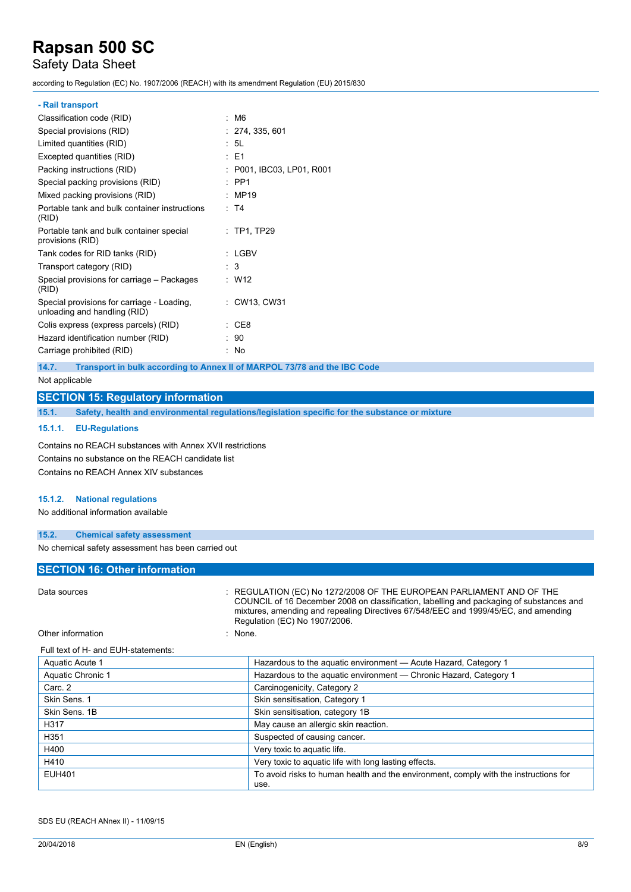**- Rail transport**

| | |
|---|---|
| Classification code (RID) | : M6 |
| Special provisions (RID) | : 274, 335, 601 |
| Limited quantities (RID) | : 5L |
| Excepted quantities (RID) | : E1 |
| Packing instructions (RID) | : P001, IBC03, LP01, R001 |
| Special packing provisions (RID) | : PP1 |
| Mixed packing provisions (RID) | : MP19 |
| Portable tank and bulk container instructions (RID) | : T4 |
| Portable tank and bulk container special provisions (RID) | : TP1, TP29 |
| Tank codes for RID tanks (RID) | : LGBV |
| Transport category (RID) | : 3 |
| Special provisions for carriage – Packages (RID) | : W12 |
| Special provisions for carriage - Loading, unloading and handling (RID) | : CW13, CW31 |
| Colis express (express parcels) (RID) | : CE8 |
| Hazard identification number (RID) | : 90 |
| Carriage prohibited (RID) | : No |

### 14.7. Transport in bulk according to Annex II of MARPOL 73/78 and the IBC Code

Not applicable

## SECTION 15: Regulatory information

### 15.1. Safety, health and environmental regulations/legislation specific for the substance or mixture

#### 15.1.1. EU-Regulations

Contains no REACH substances with Annex XVII restrictions

Contains no substance on the REACH candidate list

Contains no REACH Annex XIV substances

#### 15.1.2. National regulations

No additional information available

### 15.2. Chemical safety assessment

No chemical safety assessment has been carried out

## SECTION 16: Other information

| | |
|---|---|
| Data sources | : REGULATION (EC) No 1272/2008 OF THE EUROPEAN PARLIAMENT AND OF THE COUNCIL of 16 December 2008 on classification, labelling and packaging of substances and mixtures, amending and repealing Directives 67/548/EEC and 1999/45/EC, and amending Regulation (EC) No 1907/2006. |
| Other information | : None. |

Full text of H- and EUH-statements:

| | |
|---|---|
| Aquatic Acute 1 | Hazardous to the aquatic environment — Acute Hazard, Category 1 |
| Aquatic Chronic 1 | Hazardous to the aquatic environment — Chronic Hazard, Category 1 |
| Carc. 2 | Carcinogenicity, Category 2 |
| Skin Sens. 1 | Skin sensitisation, Category 1 |
| Skin Sens. 1B | Skin sensitisation, category 1B |
| H317 | May cause an allergic skin reaction. |
| H351 | Suspected of causing cancer. |
| H400 | Very toxic to aquatic life. |
| H410 | Very toxic to aquatic life with long lasting effects. |
| EUH401 | To avoid risks to human health and the environment, comply with the instructions for use. |

SDS EU (REACH ANnex II) - 11/09/15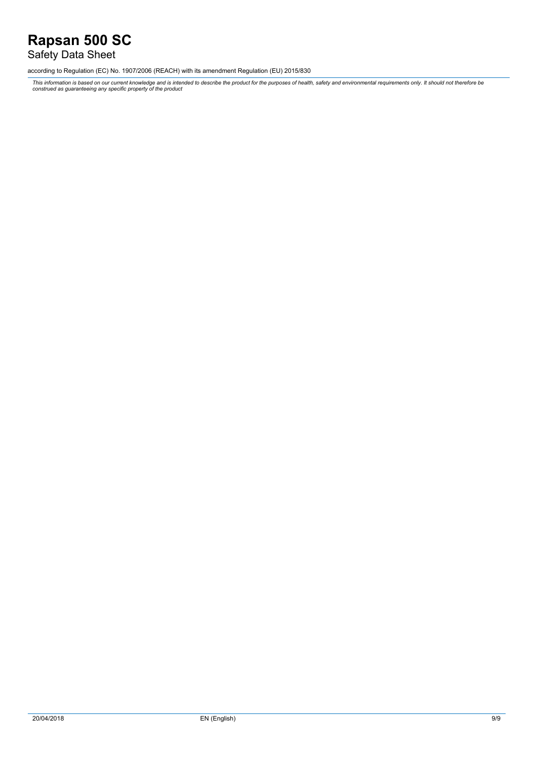*This information is based on our current knowledge and is intended to describe the product for the purposes of health, safety and environmental requirements only. It should not therefore be construed as guaranteeing any specific property of the product*